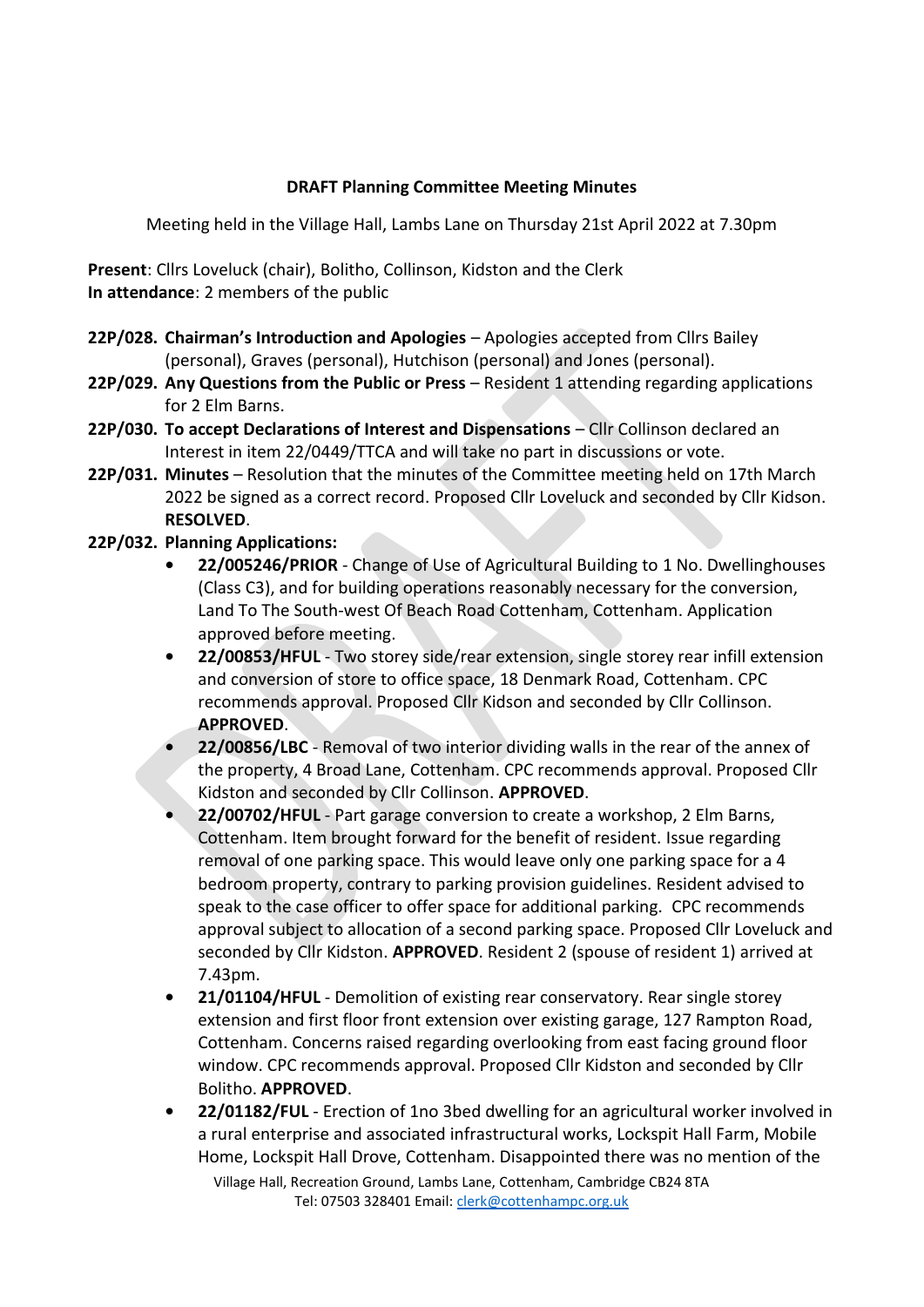**DRAFT Planning Committee Meeting Minutes**

Meeting held in the Village Hall, Lambs Lane on Thursday 21st April 2022 at 7.30pm

**Present**: Cllrs Loveluck (chair), Bolitho, Collinson, Kidston and the Clerk
**In attendance**: 2 members of the public

**22P/028. Chairman's Introduction and Apologies** – Apologies accepted from Cllrs Bailey (personal), Graves (personal), Hutchison (personal) and Jones (personal).

**22P/029. Any Questions from the Public or Press** – Resident 1 attending regarding applications for 2 Elm Barns.

**22P/030. To accept Declarations of Interest and Dispensations** – Cllr Collinson declared an Interest in item 22/0449/TTCA and will take no part in discussions or vote.

**22P/031. Minutes** – Resolution that the minutes of the Committee meeting held on 17th March 2022 be signed as a correct record. Proposed Cllr Loveluck and seconded by Cllr Kidson. **RESOLVED**.

**22P/032. Planning Applications:**

- **22/005246/PRIOR** - Change of Use of Agricultural Building to 1 No. Dwellinghouses (Class C3), and for building operations reasonably necessary for the conversion, Land To The South-west Of Beach Road Cottenham, Cottenham. Application approved before meeting.
- **22/00853/HFUL** - Two storey side/rear extension, single storey rear infill extension and conversion of store to office space, 18 Denmark Road, Cottenham. CPC recommends approval. Proposed Cllr Kidson and seconded by Cllr Collinson. **APPROVED**.
- **22/00856/LBC** - Removal of two interior dividing walls in the rear of the annex of the property, 4 Broad Lane, Cottenham. CPC recommends approval. Proposed Cllr Kidston and seconded by Cllr Collinson. **APPROVED**.
- **22/00702/HFUL** - Part garage conversion to create a workshop, 2 Elm Barns, Cottenham. Item brought forward for the benefit of resident. Issue regarding removal of one parking space. This would leave only one parking space for a 4 bedroom property, contrary to parking provision guidelines. Resident advised to speak to the case officer to offer space for additional parking. CPC recommends approval subject to allocation of a second parking space. Proposed Cllr Loveluck and seconded by Cllr Kidston. **APPROVED**. Resident 2 (spouse of resident 1) arrived at 7.43pm.
- **21/01104/HFUL** - Demolition of existing rear conservatory. Rear single storey extension and first floor front extension over existing garage, 127 Rampton Road, Cottenham. Concerns raised regarding overlooking from east facing ground floor window. CPC recommends approval. Proposed Cllr Kidston and seconded by Cllr Bolitho. **APPROVED**.
- **22/01182/FUL** - Erection of 1no 3bed dwelling for an agricultural worker involved in a rural enterprise and associated infrastructural works, Lockspit Hall Farm, Mobile Home, Lockspit Hall Drove, Cottenham. Disappointed there was no mention of the

Village Hall, Recreation Ground, Lambs Lane, Cottenham, Cambridge CB24 8TA
Tel: 07503 328401 Email: clerk@cottenhampc.org.uk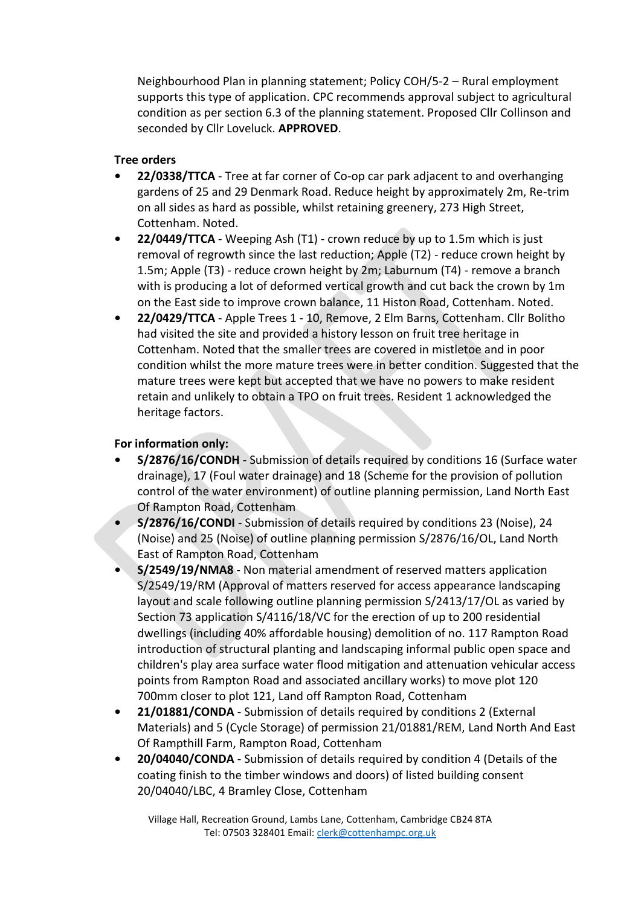Neighbourhood Plan in planning statement; Policy COH/5-2 – Rural employment supports this type of application. CPC recommends approval subject to agricultural condition as per section 6.3 of the planning statement. Proposed Cllr Collinson and seconded by Cllr Loveluck. **APPROVED**.

**Tree orders**

- **22/0338/TTCA** - Tree at far corner of Co-op car park adjacent to and overhanging gardens of 25 and 29 Denmark Road. Reduce height by approximately 2m, Re-trim on all sides as hard as possible, whilst retaining greenery, 273 High Street, Cottenham. Noted.
- **22/0449/TTCA** - Weeping Ash (T1) - crown reduce by up to 1.5m which is just removal of regrowth since the last reduction; Apple (T2) - reduce crown height by 1.5m; Apple (T3) - reduce crown height by 2m; Laburnum (T4) - remove a branch with is producing a lot of deformed vertical growth and cut back the crown by 1m on the East side to improve crown balance, 11 Histon Road, Cottenham. Noted.
- **22/0429/TTCA** - Apple Trees 1 - 10, Remove, 2 Elm Barns, Cottenham. Cllr Bolitho had visited the site and provided a history lesson on fruit tree heritage in Cottenham. Noted that the smaller trees are covered in mistletoe and in poor condition whilst the more mature trees were in better condition. Suggested that the mature trees were kept but accepted that we have no powers to make resident retain and unlikely to obtain a TPO on fruit trees. Resident 1 acknowledged the heritage factors.

**For information only:**

- **S/2876/16/CONDH** - Submission of details required by conditions 16 (Surface water drainage), 17 (Foul water drainage) and 18 (Scheme for the provision of pollution control of the water environment) of outline planning permission, Land North East Of Rampton Road, Cottenham
- **S/2876/16/CONDI** - Submission of details required by conditions 23 (Noise), 24 (Noise) and 25 (Noise) of outline planning permission S/2876/16/OL, Land North East of Rampton Road, Cottenham
- **S/2549/19/NMA8** - Non material amendment of reserved matters application S/2549/19/RM (Approval of matters reserved for access appearance landscaping layout and scale following outline planning permission S/2413/17/OL as varied by Section 73 application S/4116/18/VC for the erection of up to 200 residential dwellings (including 40% affordable housing) demolition of no. 117 Rampton Road introduction of structural planting and landscaping informal public open space and children's play area surface water flood mitigation and attenuation vehicular access points from Rampton Road and associated ancillary works) to move plot 120 700mm closer to plot 121, Land off Rampton Road, Cottenham
- **21/01881/CONDA** - Submission of details required by conditions 2 (External Materials) and 5 (Cycle Storage) of permission 21/01881/REM, Land North And East Of Rampthill Farm, Rampton Road, Cottenham
- **20/04040/CONDA** - Submission of details required by condition 4 (Details of the coating finish to the timber windows and doors) of listed building consent 20/04040/LBC, 4 Bramley Close, Cottenham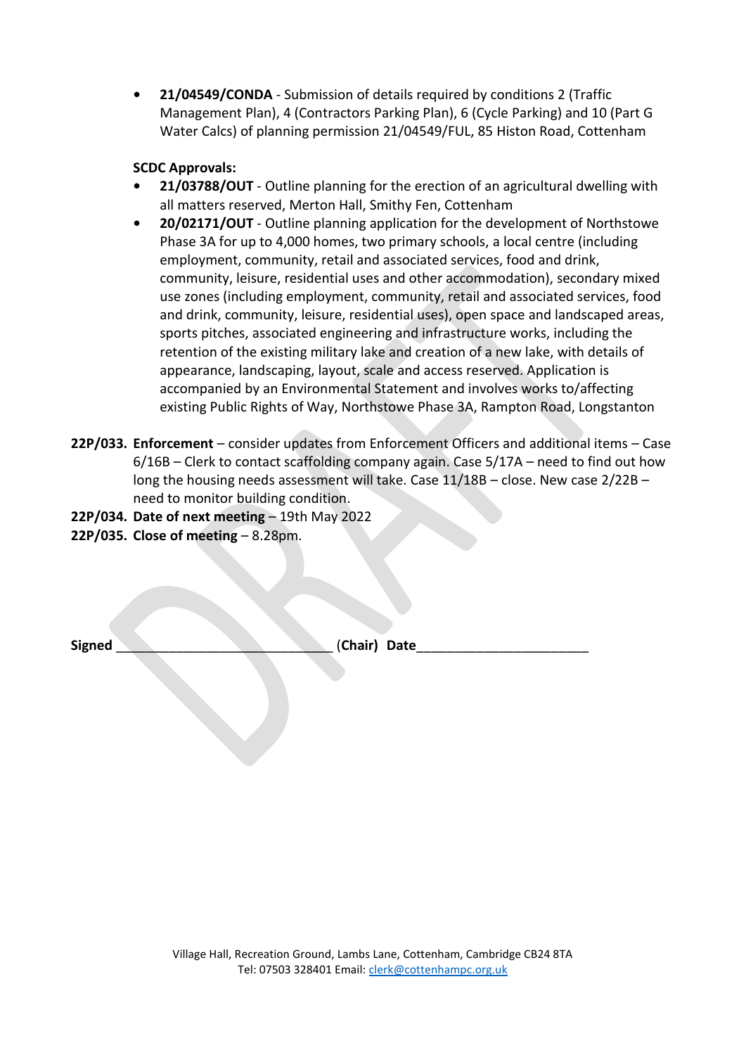- **21/04549/CONDA** - Submission of details required by conditions 2 (Traffic Management Plan), 4 (Contractors Parking Plan), 6 (Cycle Parking) and 10 (Part G Water Calcs) of planning permission 21/04549/FUL, 85 Histon Road, Cottenham

**SCDC Approvals:**

- **21/03788/OUT** - Outline planning for the erection of an agricultural dwelling with all matters reserved, Merton Hall, Smithy Fen, Cottenham
- **20/02171/OUT** - Outline planning application for the development of Northstowe Phase 3A for up to 4,000 homes, two primary schools, a local centre (including employment, community, retail and associated services, food and drink, community, leisure, residential uses and other accommodation), secondary mixed use zones (including employment, community, retail and associated services, food and drink, community, leisure, residential uses), open space and landscaped areas, sports pitches, associated engineering and infrastructure works, including the retention of the existing military lake and creation of a new lake, with details of appearance, landscaping, layout, scale and access reserved. Application is accompanied by an Environmental Statement and involves works to/affecting existing Public Rights of Way, Northstowe Phase 3A, Rampton Road, Longstanton

**22P/033. Enforcement** – consider updates from Enforcement Officers and additional items – Case 6/16B – Clerk to contact scaffolding company again. Case 5/17A – need to find out how long the housing needs assessment will take. Case 11/18B – close. New case 2/22B – need to monitor building condition.

**22P/034. Date of next meeting** – 19th May 2022

**22P/035. Close of meeting** – 8.28pm.

**Signed** ____________________________ (**Chair**) **Date**______________________

DRAFT